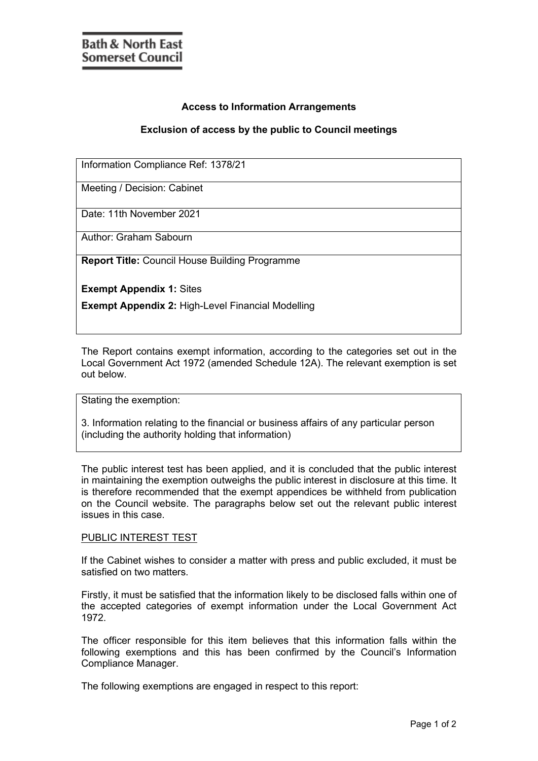**Bath & North East Somerset Council**

## Access to Information Arrangements

### Exclusion of access by the public to Council meetings

| Information Compliance Ref: 1378/21 |
|---|
| Meeting / Decision: Cabinet |
| Date: 11th November 2021 |
| Author: Graham Sabourn |
| **Report Title:** Council House Building Programme<br><br>**Exempt Appendix 1:** Sites<br><br>**Exempt Appendix 2:** High-Level Financial Modelling |

The Report contains exempt information, according to the categories set out in the Local Government Act 1972 (amended Schedule 12A). The relevant exemption is set out below.

| Stating the exemption:<br><br>3. Information relating to the financial or business affairs of any particular person (including the authority holding that information) |
|---|

The public interest test has been applied, and it is concluded that the public interest in maintaining the exemption outweighs the public interest in disclosure at this time. It is therefore recommended that the exempt appendices be withheld from publication on the Council website. The paragraphs below set out the relevant public interest issues in this case.

PUBLIC INTEREST TEST

If the Cabinet wishes to consider a matter with press and public excluded, it must be satisfied on two matters.

Firstly, it must be satisfied that the information likely to be disclosed falls within one of the accepted categories of exempt information under the Local Government Act 1972.

The officer responsible for this item believes that this information falls within the following exemptions and this has been confirmed by the Council's Information Compliance Manager.

The following exemptions are engaged in respect to this report: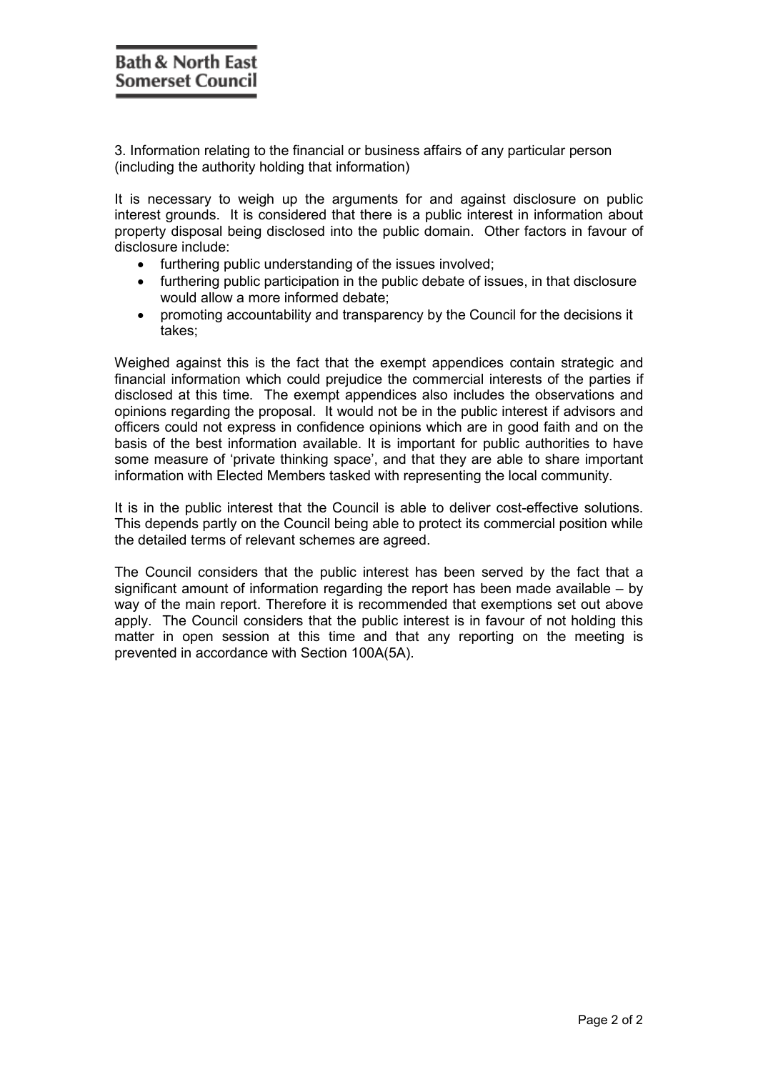3. Information relating to the financial or business affairs of any particular person (including the authority holding that information)

It is necessary to weigh up the arguments for and against disclosure on public interest grounds. It is considered that there is a public interest in information about property disposal being disclosed into the public domain. Other factors in favour of disclosure include:

- furthering public understanding of the issues involved;
- furthering public participation in the public debate of issues, in that disclosure would allow a more informed debate;
- promoting accountability and transparency by the Council for the decisions it takes;

Weighed against this is the fact that the exempt appendices contain strategic and financial information which could prejudice the commercial interests of the parties if disclosed at this time. The exempt appendices also includes the observations and opinions regarding the proposal. It would not be in the public interest if advisors and officers could not express in confidence opinions which are in good faith and on the basis of the best information available. It is important for public authorities to have some measure of 'private thinking space', and that they are able to share important information with Elected Members tasked with representing the local community.

It is in the public interest that the Council is able to deliver cost-effective solutions. This depends partly on the Council being able to protect its commercial position while the detailed terms of relevant schemes are agreed.

The Council considers that the public interest has been served by the fact that a significant amount of information regarding the report has been made available – by way of the main report. Therefore it is recommended that exemptions set out above apply. The Council considers that the public interest is in favour of not holding this matter in open session at this time and that any reporting on the meeting is prevented in accordance with Section 100A(5A).